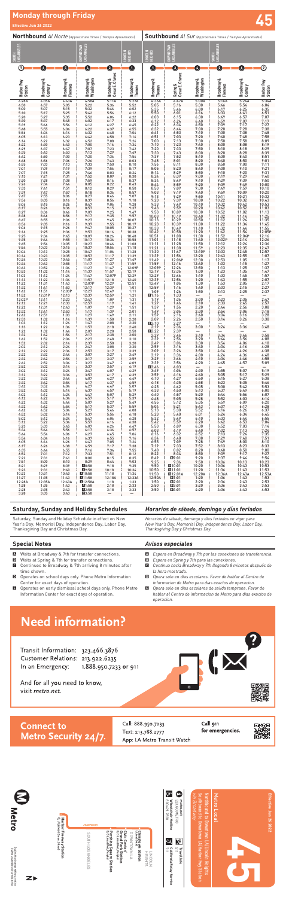# Monday through Friday

**Effective Jun 26 2022**

**45**

## Northbound *Al Norte* (Approximate Times / *Tiempos Aproximados*)

| SOUTH LOS ANGELES | | | DOWNTOWN LOS ANGELES | | LINCOLN HEIGHTS |
|---|---|---|---|---|---|
| 7 | 6 | 5 | 4 | 2 | 1 |
| Harbor Fwy Station | Broadway & Century | Broadway & Florence | Broadway & Washington | Broadway & Cesar E. Chavez | Broadway & Thomas |
| 4:28A | 4:35A | 4:43A | 4:58A | 5:11A | 5:27A |
| 4:50 | 4:57 | 5:05 | 5:22 | 5:36 | 5:52 |
| 5:00 | 5:07 | 5:15 | 5:32 | 5:46 | 6:02 |
| 5:10 | 5:17 | 5:25 | 5:42 | 5:56 | 6:12 |
| 5:20 | 5:27 | 5:35 | 5:52 | 6:06 | 6:22 |
| 5:30 | 5:37 | 5:45 | 6:02 | 6:17 | 6:33 |
| 5:39 | 5:44 | 5:54 | 6:12 | 6:27 | 6:45 |
| 5:48 | 5:55 | 6:04 | 6:22 | 6:37 | 6:55 |
| 5:54 | 6:04 | 6:14 | 6:32 | 6:48 | 7:06 |
| 6:05 | 6:13 | 6:23 | 6:42 | 6:58 | 7:16 |
| 6:14 | 6:22 | 6:32 | 6:52 | 7:08 | 7:26 |
| 6:22 | 6:30 | 6:40 | 7:00 | 7:16 | 7:34 |
| 6:29 | 6:37 | 6:47 | 7:07 | 7:23 | 7:42 |
| 6:35 | 6:43 | 6:53 | 7:13 | 7:29 | 7:49 |
| 6:42 | 6:50 | 7:00 | 7:20 | 7:36 | 7:56 |
| 6:48 | 6:56 | 7:06 | 7:26 | 7:43 | 8:03 |
| 6:55 | 7:03 | 7:13 | 7:33 | 7:50 | 8:10 |
| 7:01 | 7:09 | 7:19 | 7:39 | 7:56 | 8:17 |
| 7:07 | 7:15 | 7:25 | 7:46 | 8:03 | 8:24 |
| 7:13 | 7:21 | 7:31 | 7:52 | 8:09 | 8:30 |
| 7:20 | 7:28 | 7:38 | 7:59 | 8:16 | 8:37 |
| 7:26 | 7:34 | 7:44 | 8:05 | 8:22 | 8:43 |
| 7:33 | 7:41 | 7:51 | 8:12 | 8:29 | 8:50 |
| 7:39 | 7:47 | 7:57 | 8:18 | 8:36 | 8:57 |
| 7:47 | 7:55 | 8:05 | 8:27 | 8:46 | 9:07 |
| 7:56 | 8:05 | 8:15 | 8:37 | 8:56 | 9:18 |
| 8:05 | 8:15 | 8:26 | 8:47 | 9:06 | 9:28 |
| 8:17 | 8:26 | 8:36 | 8:57 | 9:15 | 9:37 |
| 8:27 | 8:36 | 8:46 | 9:07 | 9:25 | 9:47 |
| 8:38 | 8:46 | 8:56 | 9:17 | 9:35 | 9:57 |
| 8:47 | 8:55 | 9:06 | 9:27 | 9:45 | 10:07 |
| 8:56 | 9:05 | 9:16 | 9:37 | 9:55 | 10:17 |
| 9:06 | 9:15 | 9:26 | 9:47 | 10:05 | 10:27 |
| 9:16 | 9:25 | 9:36 | 9:57 | 10:16 | 10:38 |
| 9:25 | 9:34 | 9:45 | 10:07 | 10:26 | 10:48 |
| 9:35 | 9:44 | 9:55 | 10:17 | 10:36 | 10:58 |
| 9:45 | 9:54 | 10:05 | 10:27 | 10:46 | 11:08 |
| 9:54 | 10:03 | 10:15 | 10:37 | 10:56 | 11:18 |
| 10:04 | 10:13 | 10:25 | 10:47 | 11:06 | 11:28 |
| 10:14 | 10:23 | 10:35 | 10:57 | 11:17 | 11:39 |
| 10:24 | 10:33 | 10:45 | 11:07 | 11:27 | 11:49 |
| 10:34 | 10:43 | 10:55 | 11:17 | 11:37 | 11:59 |
| 10:43 | 10:52 | 11:04 | 11:27 | 11:47 | 12:09P |
| 10:53 | 11:02 | 11:14 | 11:37 | 11:57 | 12:19 |
| 11:03 | 11:12 | 11:24 | 11:47 | 12:07P | 12:29 |
| 11:13 | 11:22 | 11:34 | 11:57 | 12:18 | 12:40 |
| 11:22 | 11:31 | 11:43 | 12:07P | 12:29 | 12:51 |
| 11:32 | 11:41 | 11:53 | 12:17 | 12:39 | 1:01 |
| 11:42 | 11:51 | 12:03P | 12:27 | 12:49 | 1:11 |
| 11:52 | 12:01P | 12:13 | 12:37 | 12:59 | 1:21 |
| 12:02P | 12:11 | 12:23 | 12:47 | 1:09 | 1:31 |
| 12:12 | 12:21 | 12:33 | 12:57 | 1:19 | 1:41 |
| 12:22 | 12:31 | 12:43 | 1:07 | 1:29 | 1:51 |
| 12:32 | 12:41 | 12:53 | 1:17 | 1:39 | 2:01 |
| 12:42 | 12:51 | 1:03 | 1:27 | 1:49 | 2:11 |
| 12:53 | 1:02 | 1:14 | 1:37 | 1:58 | 2:20 |
| 1:03 | 1:12 | 1:24 | 1:47 | 2:08 | 2:30 |
| 1:13 | 1:22 | 1:34 | 1:57 | 2:18 | 2:40 |
| 1:22 | 1:32 | 1:44 | 2:07 | 2:28 | 2:50 |
| 1:32 | 1:42 | 1:54 | 2:17 | 2:38 | 3:00 |
| 1:42 | 1:52 | 2:04 | 2:27 | 2:48 | 3:10 |
| 1:52 | 2:02 | 2:14 | 2:37 | 2:58 | 3:20 |
| 2:02 | 2:12 | 2:24 | 2:47 | 3:08 | 3:30 |
| 2:12 | 2:22 | 2:34 | 2:57 | 3:17 | 3:39 |
| 2:22 | 2:32 | 2:44 | 3:07 | 3:27 | 3:49 |
| 2:32 | 2:42 | 2:54 | 3:17 | 3:37 | 3:59 |
| 2:42 | 2:52 | 3:04 | 3:27 | 3:47 | 4:09 |
| 2:52 | 3:02 | 3:14 | 3:37 | 3:57 | 4:19 |
| 3:02 | 3:12 | 3:24 | 3:47 | 4:07 | 4:29 |
| 3:12 | 3:22 | 3:34 | 3:57 | 4:17 | 4:39 |
| 3:22 | 3:32 | 3:44 | 4:07 | 4:27 | 4:49 |
| 3:32 | 3:42 | 3:54 | 4:17 | 4:37 | 4:59 |
| 3:42 | 3:52 | 4:04 | 4:27 | 4:47 | 5:09 |
| 3:52 | 4:02 | 4:14 | 4:37 | 4:57 | 5:19 |
| 4:02 | 4:12 | 4:24 | 4:47 | 5:07 | 5:29 |
| 4:12 | 4:22 | 4:34 | 4:57 | 5:17 | 5:39 |
| 4:22 | 4:32 | 4:44 | 5:07 | 5:27 | 5:49 |
| 4:32 | 4:42 | 4:54 | 5:17 | 5:37 | 5:59 |
| 4:42 | 4:52 | 5:04 | 5:27 | 5:47 | 6:08 |
| 4:52 | 5:02 | 5:14 | 5:37 | 5:56 | 6:18 |
| 5:02 | 5:12 | 5:24 | 5:47 | 6:06 | 6:28 |
| 5:12 | 5:22 | 5:34 | 5:57 | 6:16 | 6:38 |
| 5:23 | 5:33 | 5:45 | 6:07 | 6:26 | 6:47 |
| 5:34 | 5:44 | 5:56 | 6:17 | 6:36 | 6:57 |
| 5:44 | 5:54 | 6:06 | 6:27 | 6:45 | 7:06 |
| 5:54 | 6:04 | 6:16 | 6:37 | 6:55 | 7:16 |
| 6:05 | 6:14 | 6:26 | 6:47 | 7:05 | 7:26 |
| 6:17 | 6:26 | 6:38 | 6:59 | 7:17 | 7:38 |
| 6:31 | 6:41 | 6:55 | 7:14 | 7:34 | 7:55 |
| 6:52 | 7:01 | 7:12 | 7:33 | 7:51 | 8:12 |
| 7:22 | 7:31 | 7:41 | 8:00 | 8:15 | 8:35 |
| 7:51 | 8:00 | 8:10 | 8:29 | 8:44 | 9:03 |
| 8:21 | 8:29 | 8:39 | 8:58 | 9:13 | 9:32 |
| 9:23 | 9:31 | 9:40 | A 9:58 | 10:18 | 10:36 |
| 10:23 | 10:31 | 10:40 | A 10:58 | 11:18 | 11:36 |
| 11:27 | 11:35 | 11:43 | A 11:58 | 12:18A | 12:33A |
| 12:28A | 12:35A | 12:43A | A 12:58A | 1:18 | 1:33 |
| 1:28 | 1:35 | 1:43 | A 1:58 | 2:18 | 2:33 |
| 2:28 | 2:35 | 2:43 | A 2:58 | 3:18 | 3:33 |
| 3:28 | 3:35 | 3:43 | A 3:58 | — | — |

## Southbound *Al Sur* (Approximate Times / *Tiempos Aproximados*)

| LINCOLN HEIGHTS | DOWNTOWN LOS ANGELES | | SOUTH LOS ANGELES | | |
|---|---|---|---|---|---|
| 1 | 2 | 4 | 5 | 6 | 7 |
| Broadway & Thomas | Spring & Cesar E. Chavez | Broadway & Washington | Broadway & Florence | Broadway & Century | Harbor Fwy Station |
| 4:36A | 4:47A | 5:00A | 5:16A | 5:24A | 5:36A |
| 5:05 | 5:16 | 5:30 | 5:46 | 5:54 | 6:06 |
| 5:35 | 5:46 | 6:00 | 6:17 | 6:25 | 6:35 |
| 5:50 | 6:01 | 6:16 | 6:33 | 6:41 | 6:51 |
| 6:03 | 6:15 | 6:30 | 6:49 | 6:57 | 7:07 |
| 6:12 | 6:24 | 6:40 | 6:59 | 7:07 | 7:17 |
| 6:22 | 6:34 | 6:50 | 7:09 | 7:17 | 7:27 |
| 6:32 | 6:44 | 7:00 | 7:20 | 7:28 | 7:38 |
| 6:41 | 6:53 | 7:10 | 7:30 | 7:38 | 7:48 |
| 6:51 | 7:03 | 7:20 | 7:40 | 7:48 | 7:58 |
| 7:00 | 7:13 | 7:30 | 7:50 | 7:58 | 8:09 |
| 7:10 | 7:23 | 7:40 | 8:00 | 8:08 | 8:19 |
| 7:20 | 7:33 | 7:50 | 8:10 | 8:18 | 8:29 |
| 7:30 | 7:43 | 8:00 | 8:20 | 8:28 | 8:39 |
| 7:39 | 7:52 | 8:10 | 8:30 | 8:40 | 8:51 |
| 7:48 | 8:01 | 8:20 | 8:40 | 8:50 | 9:01 |
| 7:56 | 8:11 | 8:30 | 8:50 | 9:00 | 9:11 |
| 8:05 | 8:20 | 8:40 | 9:00 | 9:10 | 9:21 |
| 8:14 | 8:29 | 8:50 | 9:10 | 9:20 | 9:31 |
| 8:24 | 8:39 | 9:00 | 9:19 | 9:29 | 9:40 |
| 8:34 | 8:49 | 9:10 | 9:29 | 9:39 | 9:50 |
| 8:44 | 8:59 | 9:20 | 9:39 | 9:49 | 10:00 |
| 8:53 | 9:09 | 9:30 | 9:49 | 9:59 | 10:10 |
| 9:03 | 9:19 | 9:40 | 9:59 | 10:09 | 10:20 |
| 9:13 | 9:29 | 9:50 | 10:11 | 10:21 | 10:32 |
| 9:23 | 9:39 | 10:00 | 10:22 | 10:32 | 10:43 |
| 9:33 | 9:49 | 10:10 | 10:32 | 10:42 | 10:53 |
| 9:43 | 9:59 | 10:20 | 10:42 | 10:52 | 11:03 |
| 9:53 | 10:09 | 10:30 | 10:52 | 11:02 | 11:13 |
| 10:03 | 10:19 | 10:40 | 11:02 | 11:14 | 11:25 |
| 10:13 | 10:29 | 10:50 | 11:12 | 11:24 | 11:35 |
| 10:23 | 10:39 | 11:00 | 11:22 | 11:34 | 11:45 |
| 10:33 | 10:49 | 11:10 | 11:32 | 11:44 | 11:55 |
| 10:42 | 10:58 | 11:20 | 11:42 | 11:54 | 12:05P |
| 10:51 | 11:08 | 11:30 | 11:52 | 12:04P | 12:16 |
| 11:01 | 11:18 | 11:40 | 12:02P | 12:14 | 12:26 |
| 11:11 | 11:28 | 11:50 | 12:12 | 12:24 | 12:36 |
| 11:21 | 11:38 | 11:59 | 12:23 | 12:35 | 12:47 |
| 11:30 | 11:47 | 12:10P | 12:33 | 12:45 | 12:57 |
| 11:40 | 11:57 | 12:20 | 12:43 | 12:55 | 1:07 |
| 11:49 | 12:06P | 12:30 | 12:53 | 1:05 | 1:17 |
| 11:59 | 12:16 | 12:40 | 1:03 | 1:15 | 1:27 |
| 12:09P | 12:26 | 12:50 | 1:13 | 1:25 | 1:37 |
| 12:19 | 12:36 | 1:00 | 1:23 | 1:35 | 1:47 |
| 12:29 | 12:46 | 1:10 | 1:33 | 1:45 | 1:57 |
| 12:39 | 12:56 | 1:20 | 1:43 | 1:55 | 2:07 |
| 12:49 | 1:06 | 1:30 | 1:53 | 2:05 | 2:17 |
| 12:59 | 1:16 | 1:40 | 2:03 | 2:15 | 2:27 |
| 1:09 | 1:26 | 1:50 | 2:13 | 2:25 | 2:37 |
| E 1:16 | 1:33 | — | — | — | — |
| 1:19 | 1:36 | 2:00 | 2:23 | 2:35 | 2:47 |
| 1:29 | 1:46 | 2:10 | 2:33 | 2:45 | 2:57 |
| 1:39 | 1:56 | 2:20 | 2:44 | 2:56 | 3:08 |
| 1:49 | 2:06 | 2:30 | 2:54 | 3:06 | 3:18 |
| 1:59 | 2:16 | 2:40 | 3:04 | 3:16 | 3:28 |
| 2:09 | 2:26 | 2:50 | 3:14 | 3:26 | 3:38 |
| D 2:10 | 2:27 | — | — | — | — |
| 2:19 | 2:36 | 3:00 | 3:24 | 3:36 | 3:48 |
| D 2:22 | 2:39 | — | — | — | — |
| 2:29 | 2:46 | 3:10 | 3:34 | 3:46 | 3:58 |
| 2:39 | 2:56 | 3:20 | 3:44 | 3:56 | 4:08 |
| 2:49 | 3:06 | 3:30 | 3:54 | 4:06 | 4:18 |
| 2:59 | 3:16 | 3:40 | 4:04 | 4:16 | 4:28 |
| 3:09 | 3:26 | 3:50 | 4:14 | 4:26 | 4:38 |
| 3:19 | 3:36 | 4:00 | 4:24 | 4:36 | 4:48 |
| 3:29 | 3:46 | 4:10 | 4:34 | 4:46 | 4:58 |
| 3:39 | 3:56 | 4:20 | 4:45 | 4:57 | 5:09 |
| D 3:46 | 4:03 | — | — | — | — |
| 3:49 | 4:06 | 4:30 | 4:55 | 5:07 | 5:19 |
| 3:59 | 4:16 | 4:40 | 5:05 | 5:17 | 5:29 |
| 4:10 | 4:27 | 4:50 | 5:15 | 5:27 | 5:38 |
| 4:18 | 4:35 | 4:58 | 5:23 | 5:35 | 5:46 |
| 4:27 | 4:42 | 5:05 | 5:30 | 5:42 | 5:53 |
| 4:33 | 4:50 | 5:13 | 5:37 | 5:49 | 6:00 |
| 4:40 | 4:57 | 5:20 | 5:44 | 5:56 | 6:07 |
| 4:48 | 5:05 | 5:28 | 5:52 | 6:03 | 6:14 |
| 4:55 | 5:12 | 5:35 | 5:59 | 6:09 | 6:20 |
| 5:04 | 5:21 | 5:43 | 6:07 | 6:17 | 6:28 |
| 5:13 | 5:30 | 5:52 | 6:16 | 6:26 | 6:37 |
| 5:23 | 5:40 | 6:01 | 6:24 | 6:34 | 6:45 |
| 5:32 | 5:49 | 6:10 | 6:33 | 6:44 | 6:55 |
| 5:42 | 5:59 | 6:20 | 6:42 | 6:53 | 7:04 |
| 5:53 | 6:09 | 6:30 | 6:52 | 7:03 | 7:14 |
| 6:03 | 6:19 | 6:40 | 7:02 | 7:13 | 7:24 |
| 6:16 | 6:32 | 6:52 | 7:13 | 7:24 | 7:35 |
| 6:36 | 6:48 | 7:08 | 7:29 | 7:40 | 7:51 |
| 6:55 | 7:07 | 7:28 | 7:49 | 8:00 | 8:10 |
| 7:19 | 7:33 | 7:52 | 8:13 | 8:23 | 8:33 |
| 7:48 | 8:02 | 8:20 | 8:40 | 8:50 | 9:00 |
| 8:22 | 8:34 | 8:50 | 9:09 | 9:17 | 9:27 |
| 8:49 | B 9:01 | 9:20 | 9:37 | 9:44 | 9:54 |
| 9:25 | 9:36 | 9:50 | 10:06 | 10:13 | 10:23 |
| 9:50 | B 10:01 | 10:20 | 10:36 | 10:43 | 10:53 |
| 10:50 | B 11:01 | 11:20 | 11:36 | 11:43 | 11:53 |
| 11:50 | B 12:01A | 12:20A | 12:36A | 12:43A | 12:53A |
| 12:50A | B 1:01 | 1:20 | 1:36 | 1:43 | 1:53 |
| 1:50 | B 2:01 | 2:20 | 2:36 | 2:43 | 2:53 |
| 2:50 | B 3:01 | 3:20 | 3:36 | 3:43 | 3:53 |
| 3:50 | B 4:01 | 4:20 | 4:36 | 4:43 | 4:53 |

## Saturday, Sunday and Holiday Schedules

Saturday, Sunday and Holiday Schedule in effect on New Year's Day, Memorial Day, Independence Day, Labor Day, Thanksgiving Day and Christmas Day.

## *Horarios de sábado, domingo y días feriados*

*Horarios de sábado, domingo y días feriados en vigor para New Year's Day, Memorial Day, Independence Day, Labor Day, Thanksgiving Day y Christmas Day.*

## Special Notes

- **A** Waits at Broadway & 7th for transfer connections.
- **B** Waits at Spring & 7th for transfer connections.
- **C** Continues to Broadway & 7th arriving 8 minutes after time shown.
- **D** Operates on school days only. Phone Metro Information Center for exact days of operation.
- **E** Operates on early dismissal school days only. Phone Metro Information Center for exact days of operation.

## *Avisos especiales*

- **A** *Espera en Broadway y 7th por las conexiones de transferencia.*
- **B** *Espera en Spring y 7th para las conexiones.*
- **C** *Continúa hacia Broadway y 7th llegando 8 minutos después de la hora mostrada.*
- **D** *Opera solo en días escolares. Favor de hablar al Centro de informacion de Metro para dias exactos de operacion.*
- **E** *Opera solo en días escolares de salida temprana. Favor de hablar al Centro de informacion de Metro para dias exactos de operacion.*

# Need information?

Transit Information: 323.466.3876
Customer Relations: 213.922.6235
In an Emergency: 1.888.950.7233 or 911

And for all you need to know, visit *metro.net*.

## Connect to Metro Security 24/7.

Call: 888.950.7233
Text: 213.788.2777
App: LA Metro Transit Watch

Call 911 for emergencies.

**Metro**

Subject to change without notice
*Sujeto a cambios sin previo aviso*

Harbor Freeway Station — C Line (Green Line)

SOUTH LOS ANGELES

DOWNTOWN — Pershing Square Station (B Line (Red), D Line (Purple)); Grand Park Station; Civic Center/Grand Park Station; Chinatown Station (L Line (Gold))

LINCOLN HEIGHTS

metro.net — 323.GO.METRO — Wheelchair Hotline 800.621.7828 — California Relay Service 711

# Metro Local

**45**

Northbound to Downtown LA/Lincoln Heights
Southbound to Downtown LA/Harbor Fwy Station via Broadway

**Effective Jun 26 2022**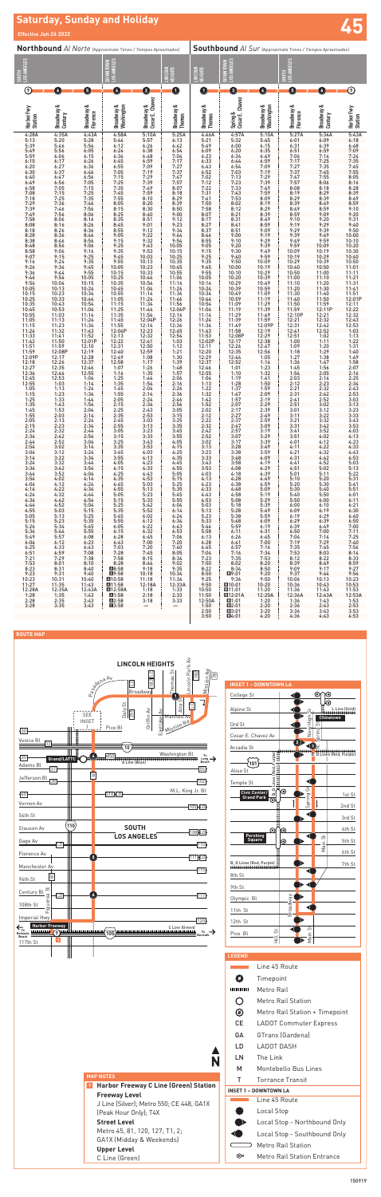# Saturday, Sunday and Holiday

**45**

Effective Jun 26 2022

## Northbound *Al Norte* (Approximate Times / *Tiempos Aproximados*)

| SOUTH LOS ANGELES | | | DOWNTOWN LOS ANGELES | | LINCOLN HEIGHTS |
|---|---|---|---|---|---|
| 7 | 6 | 5 | 4 | 2 | 1 |
| Harbor Fwy Station | Broadway & Century | Broadway & Florence | Broadway & Washington | Broadway & Cesar E. Chavez | Broadway & Thomas |
| 4:28A | 4:35A | 4:43A | 4:58A | 5:10A | 5:25A |
| 5:13 | 5:20 | 5:28 | 5:44 | 5:57 | 6:13 |
| 5:39 | 5:46 | 5:56 | 6:12 | 6:26 | 6:42 |
| 5:49 | 5:56 | 6:05 | 6:24 | 6:38 | 6:54 |
| 5:59 | 6:06 | 6:15 | 6:34 | 6:48 | 7:04 |
| 6:10 | 6:17 | 6:26 | 6:45 | 6:59 | 7:17 |
| 6:20 | 6:27 | 6:36 | 6:55 | 7:09 | 7:27 |
| 6:30 | 6:37 | 6:46 | 7:05 | 7:19 | 7:37 |
| 6:40 | 6:47 | 6:56 | 7:15 | 7:29 | 7:47 |
| 6:49 | 6:56 | 7:05 | 7:25 | 7:39 | 7:57 |
| 6:58 | 7:05 | 7:15 | 7:35 | 7:49 | 8:07 |
| 7:08 | 7:15 | 7:25 | 7:45 | 7:59 | 8:18 |
| 7:18 | 7:25 | 7:35 | 7:55 | 8:10 | 8:29 |
| 7:29 | 7:36 | 7:46 | 8:05 | 8:20 | 8:39 |
| 7:39 | 7:46 | 7:56 | 8:15 | 8:30 | 8:50 |
| 7:49 | 7:56 | 8:06 | 8:25 | 8:40 | 9:00 |
| 7:58 | 8:06 | 8:16 | 8:35 | 8:51 | 9:12 |
| 8:08 | 8:16 | 8:26 | 8:45 | 9:01 | 9:23 |
| 8:18 | 8:26 | 8:36 | 8:55 | 9:12 | 9:34 |
| 8:28 | 8:36 | 8:46 | 9:05 | 9:22 | 9:44 |
| 8:38 | 8:46 | 8:56 | 9:15 | 9:32 | 9:54 |
| 8:48 | 8:56 | 9:06 | 9:25 | 9:43 | 10:05 |
| 8:58 | 9:06 | 9:16 | 9:35 | 9:53 | 10:15 |
| 9:07 | 9:15 | 9:25 | 9:45 | 10:03 | 10:25 |
| 9:16 | 9:24 | 9:35 | 9:55 | 10:13 | 10:35 |
| 9:26 | 9:34 | 9:45 | 10:05 | 10:23 | 10:45 |
| 9:36 | 9:44 | 9:55 | 10:15 | 10:33 | 10:55 |
| 9:46 | 9:54 | 10:05 | 10:25 | 10:44 | 11:06 |
| 9:56 | 10:04 | 10:15 | 10:35 | 10:54 | 11:16 |
| 10:05 | 10:13 | 10:24 | 10:45 | 11:04 | 11:26 |
| 10:15 | 10:23 | 10:34 | 10:55 | 11:14 | 11:36 |
| 10:25 | 10:33 | 10:44 | 11:05 | 11:24 | 11:46 |
| 10:35 | 10:43 | 10:54 | 11:15 | 11:34 | 11:56 |
| 10:45 | 10:53 | 11:04 | 11:25 | 11:44 | 12:06P |
| 10:55 | 11:03 | 11:14 | 11:35 | 11:54 | 12:16 |
| 11:05 | 11:13 | 11:24 | 11:45 | 12:04P | 12:26 |
| 11:15 | 11:23 | 11:34 | 11:55 | 12:14 | 12:36 |
| 11:24 | 11:32 | 11:43 | 12:04P | 12:23 | 12:45 |
| 11:33 | 11:41 | 11:52 | 12:13 | 12:32 | 12:54 |
| 11:42 | 11:50 | 12:01P | 12:22 | 12:41 | 1:03 |
| 11:51 | 11:59 | 12:10 | 12:31 | 12:50 | 1:12 |
| 11:59 | 12:08P | 12:19 | 12:40 | 12:59 | 1:21 |
| 12:09P | 12:17 | 12:28 | 12:49 | 1:08 | 1:30 |
| 12:18 | 12:26 | 12:37 | 12:58 | 1:17 | 1:39 |
| 12:27 | 12:35 | 12:46 | 1:07 | 1:26 | 1:48 |
| 12:36 | 12:44 | 12:55 | 1:16 | 1:35 | 1:57 |
| 12:45 | 12:53 | 1:04 | 1:25 | 1:44 | 2:06 |
| 12:55 | 1:03 | 1:14 | 1:35 | 1:54 | 2:16 |
| 1:05 | 1:13 | 1:24 | 1:45 | 2:04 | 2:26 |
| 1:15 | 1:23 | 1:34 | 1:55 | 2:14 | 2:36 |
| 1:25 | 1:33 | 1:44 | 2:05 | 2:24 | 2:46 |
| 1:35 | 1:43 | 1:54 | 2:15 | 2:34 | 2:56 |
| 1:45 | 1:53 | 2:04 | 2:25 | 2:43 | 3:05 |
| 1:55 | 2:03 | 2:14 | 2:35 | 2:53 | 3:15 |
| 2:05 | 2:13 | 2:24 | 2:45 | 3:03 | 3:25 |
| 2:15 | 2:23 | 2:34 | 2:55 | 3:13 | 3:35 |
| 2:24 | 2:32 | 2:44 | 3:05 | 3:23 | 3:45 |
| 2:34 | 2:42 | 2:54 | 3:15 | 3:33 | 3:55 |
| 2:44 | 2:52 | 3:04 | 3:25 | 3:43 | 4:05 |
| 2:54 | 3:02 | 3:14 | 3:35 | 3:53 | 4:15 |
| 3:04 | 3:12 | 3:24 | 3:45 | 4:03 | 4:25 |
| 3:14 | 3:22 | 3:34 | 3:55 | 4:13 | 4:35 |
| 3:24 | 3:32 | 3:44 | 4:05 | 4:23 | 4:45 |
| 3:34 | 3:42 | 3:54 | 4:15 | 4:33 | 4:55 |
| 3:44 | 3:52 | 4:04 | 4:25 | 4:43 | 5:05 |
| 3:54 | 4:02 | 4:14 | 4:35 | 4:53 | 5:15 |
| 4:04 | 4:12 | 4:24 | 4:45 | 5:03 | 5:25 |
| 4:14 | 4:22 | 4:34 | 4:55 | 5:13 | 5:35 |
| 4:24 | 4:32 | 4:44 | 5:05 | 5:23 | 5:45 |
| 4:34 | 4:42 | 4:54 | 5:15 | 5:33 | 5:55 |
| 4:44 | 4:52 | 5:04 | 5:25 | 5:42 | 6:04 |
| 4:55 | 5:03 | 5:15 | 5:35 | 5:52 | 6:14 |
| 5:05 | 5:13 | 5:25 | 5:45 | 6:02 | 6:24 |
| 5:15 | 5:23 | 5:35 | 5:55 | 6:12 | 6:34 |
| 5:26 | 5:34 | 5:45 | 6:05 | 6:22 | 6:43 |
| 5:36 | 5:44 | 5:55 | 6:15 | 6:32 | 6:53 |
| 5:49 | 5:57 | 6:08 | 6:28 | 6:45 | 7:06 |
| 6:04 | 6:12 | 6:23 | 6:43 | 7:00 | 7:20 |
| 6:25 | 6:33 | 6:43 | 7:03 | 7:20 | 7:40 |
| 6:51 | 6:59 | 7:08 | 7:28 | 7:45 | 8:05 |
| 7:21 | 7:29 | 7:38 | 7:58 | 8:15 | 8:34 |
| 7:53 | 8:01 | 8:10 | 8:28 | 8:44 | 9:02 |
| 8:23 | 8:31 | 8:40 | A 8:58 | 9:18 | 9:35 |
| 9:23 | 9:31 | 9:40 | A 9:58 | 10:18 | 10:34 |
| 10:23 | 10:31 | 10:40 | A 10:58 | 11:18 | 11:34 |
| 11:27 | 11:35 | 11:43 | A 11:58 | 12:18A | 12:33A |
| 12:28A | 12:35A | 12:43A | A 12:58A | 1:18 | 1:33 |
| 1:28 | 1:35 | 1:43 | A 1:58 | 2:18 | 2:33 |
| 2:28 | 2:35 | 2:43 | A 2:58 | 3:18 | 3:33 |
| 3:28 | 3:35 | 3:43 | A 3:58 | — | — |

## Southbound *Al Sur* (Approximate Times / *Tiempos Aproximados*)

| LINCOLN HEIGHTS | DOWNTOWN LOS ANGELES | | SOUTH LOS ANGELES | | |
|---|---|---|---|---|---|
| 1 | 3 | 4 | 5 | 6 | 7 |
| Broadway & Thomas | Spring & Cesar E. Chavez | Broadway & Washington | Broadway & Florence | Broadway & Century | Harbor Fwy Station |
| 4:46A | 4:57A | 5:10A | 5:27A | 5:34A | 5:43A |
| 5:21 | 5:32 | 5:45 | 6:01 | 6:09 | 6:18 |
| 5:49 | 6:00 | 6:15 | 6:31 | 6:39 | 6:48 |
| 6:09 | 6:20 | 6:35 | 6:51 | 6:59 | 7:09 |
| 6:23 | 6:34 | 6:49 | 7:06 | 7:14 | 7:24 |
| 6:33 | 6:44 | 6:59 | 7:17 | 7:25 | 7:35 |
| 6:43 | 6:54 | 7:09 | 7:27 | 7:35 | 7:45 |
| 6:52 | 7:03 | 7:19 | 7:37 | 7:45 | 7:55 |
| 7:02 | 7:13 | 7:29 | 7:47 | 7:55 | 8:05 |
| 7:12 | 7:23 | 7:39 | 7:57 | 8:06 | 8:16 |
| 7:22 | 7:33 | 7:49 | 8:08 | 8:18 | 8:28 |
| 7:31 | 7:43 | 7:59 | 8:19 | 8:28 | 8:38 |
| 7:41 | 7:53 | 8:09 | 8:29 | 8:39 | 8:49 |
| 7:50 | 8:02 | 8:19 | 8:39 | 8:49 | 8:59 |
| 7:58 | 8:12 | 8:29 | 8:49 | 8:59 | 9:10 |
| 8:07 | 8:21 | 8:39 | 8:59 | 9:09 | 9:20 |
| 8:17 | 8:31 | 8:49 | 9:10 | 9:20 | 9:31 |
| 8:27 | 8:41 | 8:59 | 9:19 | 9:29 | 9:40 |
| 8:37 | 8:51 | 9:09 | 9:29 | 9:39 | 9:50 |
| 8:46 | 9:00 | 9:19 | 9:39 | 9:49 | 10:00 |
| 8:55 | 9:10 | 9:29 | 9:49 | 9:59 | 10:10 |
| 9:05 | 9:20 | 9:39 | 9:59 | 10:09 | 10:20 |
| 9:15 | 9:30 | 9:49 | 10:09 | 10:19 | 10:30 |
| 9:25 | 9:40 | 9:59 | 10:19 | 10:29 | 10:40 |
| 9:35 | 9:50 | 10:09 | 10:29 | 10:39 | 10:50 |
| 9:45 | 10:00 | 10:19 | 10:40 | 10:50 | 11:01 |
| 9:55 | 10:10 | 10:29 | 10:50 | 11:00 | 11:11 |
| 10:05 | 10:20 | 10:39 | 11:00 | 11:10 | 11:21 |
| 10:14 | 10:29 | 10:49 | 11:10 | 11:20 | 11:31 |
| 10:24 | 10:39 | 10:59 | 11:20 | 11:30 | 11:41 |
| 10:34 | 10:49 | 11:09 | 11:30 | 11:40 | 11:51 |
| 10:44 | 10:59 | 11:19 | 11:40 | 11:50 | 12:01P |
| 10:54 | 11:09 | 11:29 | 11:50 | 12:00P | 12:11 |
| 11:04 | 11:19 | 11:39 | 12:00P | 12:11 | 12:22 |
| 11:14 | 11:29 | 11:49 | 12:10 | 12:21 | 12:32 |
| 11:24 | 11:39 | 11:59 | 12:21 | 12:32 | 12:43 |
| 11:34 | 11:49 | 12:09P | 12:31 | 12:42 | 12:53 |
| 11:43 | 11:58 | 12:19 | 12:41 | 12:52 | 1:03 |
| 11:53 | 12:08P | 12:29 | 12:51 | 1:02 | 1:13 |
| 12:02P | 12:17 | 12:38 | 1:00 | 1:11 | 1:22 |
| 12:11 | 12:26 | 12:47 | 1:09 | 1:20 | 1:31 |
| 12:20 | 12:35 | 12:56 | 1:18 | 1:29 | 1:40 |
| 12:29 | 12:44 | 1:05 | 1:27 | 1:38 | 1:49 |
| 12:37 | 12:52 | 1:14 | 1:36 | 1:47 | 1:58 |
| 12:46 | 1:01 | 1:23 | 1:45 | 1:56 | 2:07 |
| 12:55 | 1:10 | 1:32 | 1:54 | 2:05 | 2:16 |
| 1:04 | 1:19 | 1:41 | 2:03 | 2:14 | 2:25 |
| 1:13 | 1:28 | 1:50 | 2:12 | 2:23 | 2:34 |
| 1:22 | 1:37 | 1:59 | 2:21 | 2:32 | 2:43 |
| 1:32 | 1:47 | 2:09 | 2:31 | 2:42 | 2:53 |
| 1:42 | 1:57 | 2:19 | 2:41 | 2:52 | 3:03 |
| 1:52 | 2:07 | 2:29 | 2:51 | 3:02 | 3:13 |
| 2:02 | 2:17 | 2:39 | 3:01 | 3:12 | 3:23 |
| 2:12 | 2:27 | 2:49 | 3:11 | 3:22 | 3:33 |
| 2:22 | 2:37 | 2:59 | 3:21 | 3:32 | 3:43 |
| 2:32 | 2:47 | 3:09 | 3:31 | 3:42 | 3:53 |
| 2:42 | 2:57 | 3:19 | 3:41 | 3:52 | 4:03 |
| 2:52 | 3:07 | 3:29 | 3:51 | 4:02 | 4:13 |
| 3:02 | 3:17 | 3:39 | 4:01 | 4:12 | 4:23 |
| 3:13 | 3:28 | 3:49 | 4:11 | 4:22 | 4:33 |
| 3:23 | 3:38 | 3:59 | 4:21 | 4:32 | 4:43 |
| 3:33 | 3:48 | 4:09 | 4:31 | 4:42 | 4:53 |
| 3:43 | 3:58 | 4:19 | 4:41 | 4:52 | 5:03 |
| 3:53 | 4:08 | 4:29 | 4:51 | 5:02 | 5:13 |
| 4:03 | 4:18 | 4:39 | 5:01 | 5:11 | 5:22 |
| 4:13 | 4:28 | 4:49 | 5:10 | 5:20 | 5:31 |
| 4:23 | 4:38 | 4:59 | 5:20 | 5:30 | 5:41 |
| 4:33 | 4:48 | 5:09 | 5:30 | 5:40 | 5:51 |
| 4:43 | 4:58 | 5:19 | 5:40 | 5:50 | 6:01 |
| 4:53 | 5:08 | 5:29 | 5:50 | 6:00 | 6:11 |
| 5:03 | 5:18 | 5:39 | 6:00 | 6:10 | 6:21 |
| 5:13 | 5:28 | 5:49 | 6:10 | 6:20 | 6:31 |
| 5:23 | 5:38 | 5:59 | 6:19 | 6:29 | 6:40 |
| 5:33 | 5:48 | 6:09 | 6:29 | 6:39 | 6:50 |
| 5:44 | 5:59 | 6:19 | 6:39 | 6:49 | 7:00 |
| 5:58 | 6:11 | 6:31 | 6:50 | 7:00 | 7:11 |
| 6:17 | 6:30 | 6:50 | 7:09 | 7:19 | 7:30 |
| 6:45 | 6:57 | 7:16 | 7:35 | 7:45 | 7:56 |
| 7:05 | 7:16 | 7:34 | 7:53 | 8:03 | 8:14 |
| 7:35 | 7:46 | 8:04 | 8:22 | 8:31 | 8:41 |
| 8:05 | 8:15 | 8:32 | 8:49 | 8:57 | 9:06 |
| 8:36 | 8:46 | 9:02 | 9:19 | 9:27 | 9:36 |
| 9:25 | B 9:36 | 9:50 | 10:06 | 10:13 | 10:23 |
| 9:50 | B 10:01 | 10:20 | 10:36 | 10:43 | 10:53 |
| 10:50 | B 11:01 | 11:20 | 11:36 | 11:43 | 11:53 |
| 11:50 | B 12:01A | 12:20A | 12:36A | 12:43A | 12:53A |
| 12:50A | B 1:01 | 1:20 | 1:36 | 1:43 | 1:53 |
| 1:50 | B 2:01 | 2:20 | 2:36 | 2:43 | 2:53 |
| 2:50 | B 3:01 | 3:20 | 3:36 | 3:43 | 3:53 |
| 3:50 | B 4:01 | 4:20 | 4:36 | 4:43 | 4:53 |

## ROUTE MAP

LINCOLN HEIGHTS

Pasadena Av, Broadway, Thomas St, Lincoln Park Av, Mission Rd, Daly St, Griffin Av, Avenue 26, Main St, Spring St, Ave 19, Cesar E. Chavez Av, 110, 5, 10

SEE INSET, Pico Bl, Venice Bl, Grand/LATTC, Adams Bl, A Line (Blue), Jefferson Bl, Washington Bl — To Culver City / To Santa Monica Beach

M.L. King Jr. Bl, Vernon Av, 54th St, Slauson Av, Gage Av, Florence Av, Manchester Av, 94th St, Century Bl, 108th St, Imperial Hwy, Figueroa St, 117th St, Broadway

SOUTH LOS ANGELES

Harbor Freeway, C Line (Green) — To Redondo Beach / To Norwalk

### INSET 1 – DOWNTOWN LA

College St, Alpine St, Ord St, Cesar E. Chavez Av, Arcadia St, Aliso St, Temple St, 1st St, 2nd St, 3rd St, 4th St, 5th St, 6th St, 7th St, 8th St, 9th St, Olympic Bl, 11th St, 12th St, Pico Bl, Hill St, Main St, Spring St, Broadway

L Line (Gold), Chinatown, B Line (Red, Purple), Civic Center/Grand Park, Pershing Square, 101

### MAP NOTES

**1** **Harbor Freeway C Line (Green) Station**

**Freeway Level**
J Line (Silver); Metro 550; CE 448, GA1X (Peak Hour Only); T4X

**Street Level**
Metro 45, 81, 120, 127; T1, 2; GA1X (Midday & Weekends)

**Upper Level**
C Line (Green)

### LEGEND

- Line 45 Route
- Timepoint
- Metro Rail
- Metro Rail Station
- Metro Rail Station + Timepoint
- CE — LADOT Commuter Express
- GA — GTrans (Gardena)
- LD — LADOT DASH
- LN — The Link
- M — Montebello Bus Lines
- T — Torrance Transit

**INSET 1 – DOWNTOWN LA**

- Line 45 Route
- Local Stop
- Local Stop - Northbound Only
- Local Stop - Southbound Only
- Metro Rail Station
- Metro Rail Station Entrance

150919